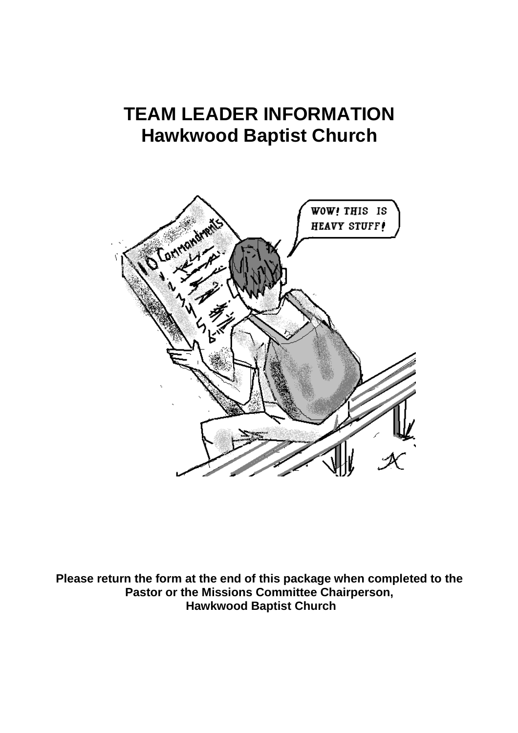# TEAM LEADER INFORMATION
# Hawkwood Baptist Church

**Please return the form at the end of this package when completed to the Pastor or the Missions Committee Chairperson, Hawkwood Baptist Church**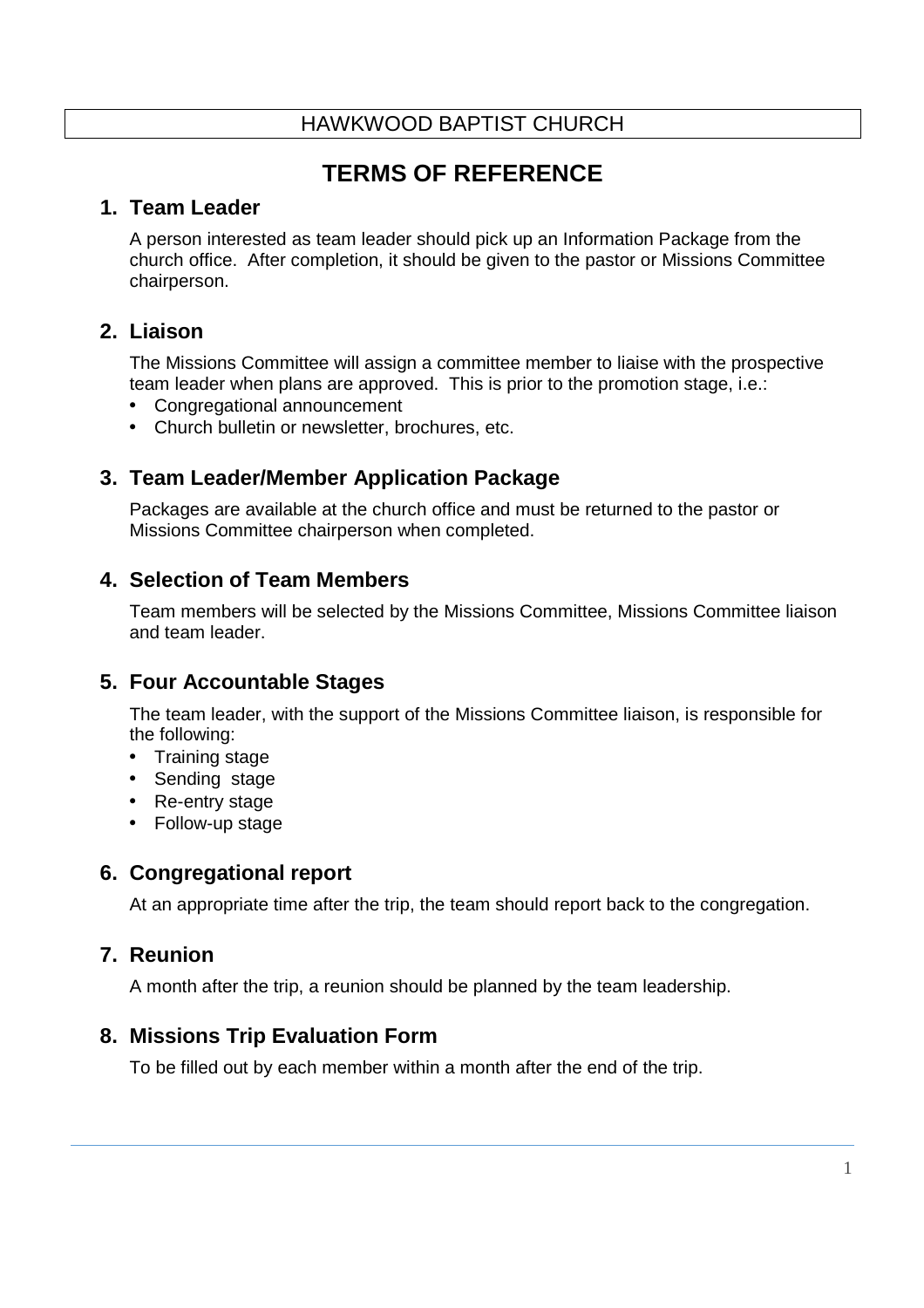HAWKWOOD BAPTIST CHURCH

# TERMS OF REFERENCE

## 1. Team Leader

A person interested as team leader should pick up an Information Package from the church office. After completion, it should be given to the pastor or Missions Committee chairperson.

## 2. Liaison

The Missions Committee will assign a committee member to liaise with the prospective team leader when plans are approved. This is prior to the promotion stage, i.e.:

- Congregational announcement
- Church bulletin or newsletter, brochures, etc.

## 3. Team Leader/Member Application Package

Packages are available at the church office and must be returned to the pastor or Missions Committee chairperson when completed.

## 4. Selection of Team Members

Team members will be selected by the Missions Committee, Missions Committee liaison and team leader.

## 5. Four Accountable Stages

The team leader, with the support of the Missions Committee liaison, is responsible for the following:

- Training stage
- Sending stage
- Re-entry stage
- Follow-up stage

## 6. Congregational report

At an appropriate time after the trip, the team should report back to the congregation.

## 7. Reunion

A month after the trip, a reunion should be planned by the team leadership.

## 8. Missions Trip Evaluation Form

To be filled out by each member within a month after the end of the trip.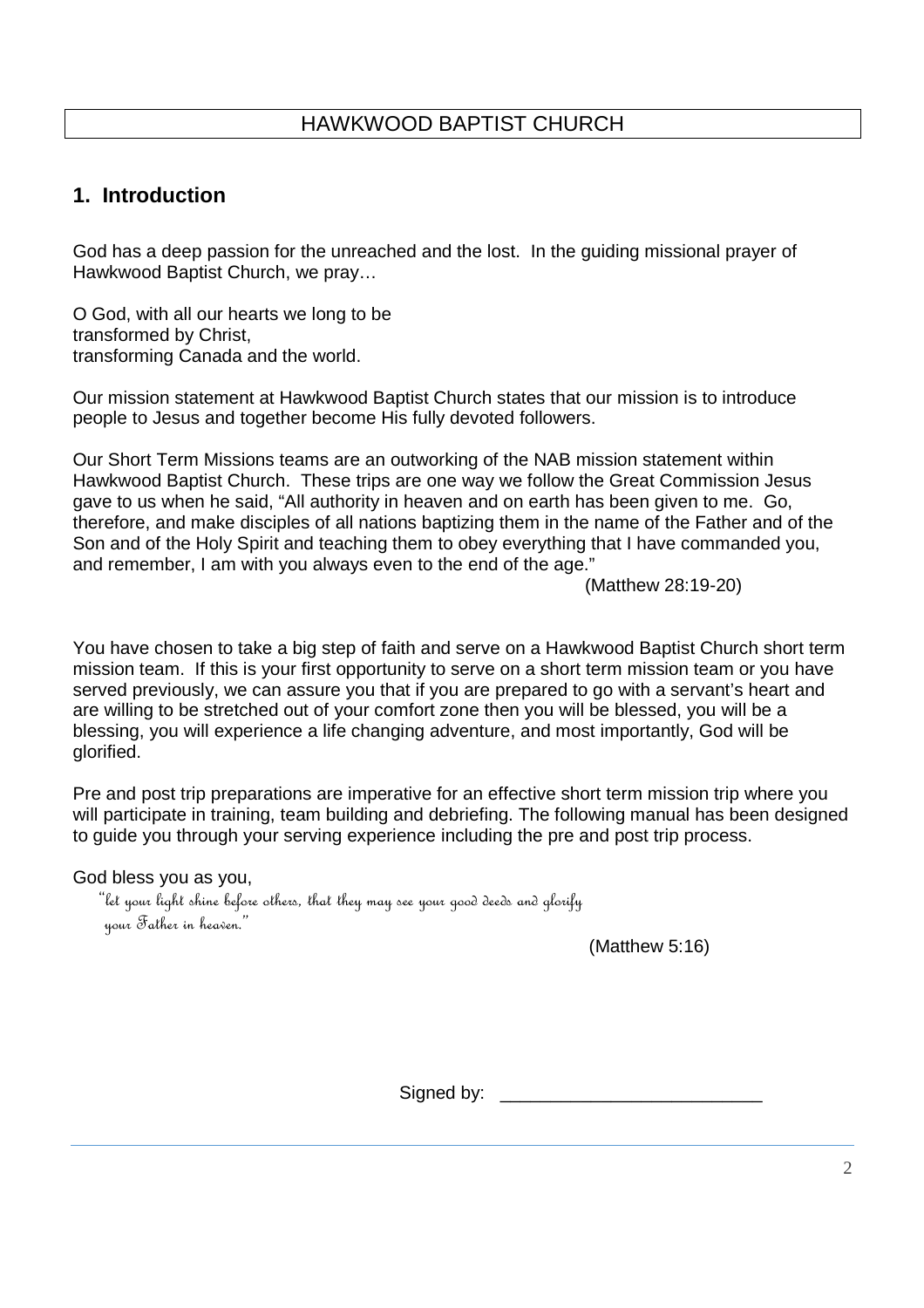HAWKWOOD BAPTIST CHURCH

## 1. Introduction

God has a deep passion for the unreached and the lost. In the guiding missional prayer of Hawkwood Baptist Church, we pray…

O God, with all our hearts we long to be
transformed by Christ,
transforming Canada and the world.

Our mission statement at Hawkwood Baptist Church states that our mission is to introduce people to Jesus and together become His fully devoted followers.

Our Short Term Missions teams are an outworking of the NAB mission statement within Hawkwood Baptist Church. These trips are one way we follow the Great Commission Jesus gave to us when he said, "All authority in heaven and on earth has been given to me. Go, therefore, and make disciples of all nations baptizing them in the name of the Father and of the Son and of the Holy Spirit and teaching them to obey everything that I have commanded you, and remember, I am with you always even to the end of the age."

(Matthew 28:19-20)

You have chosen to take a big step of faith and serve on a Hawkwood Baptist Church short term mission team. If this is your first opportunity to serve on a short term mission team or you have served previously, we can assure you that if you are prepared to go with a servant's heart and are willing to be stretched out of your comfort zone then you will be blessed, you will be a blessing, you will experience a life changing adventure, and most importantly, God will be glorified.

Pre and post trip preparations are imperative for an effective short term mission trip where you will participate in training, team building and debriefing. The following manual has been designed to guide you through your serving experience including the pre and post trip process.

God bless you as you,

*"let your light shine before others, that they may see your good deeds and glorify your Father in heaven."*

(Matthew 5:16)

Signed by: __________________________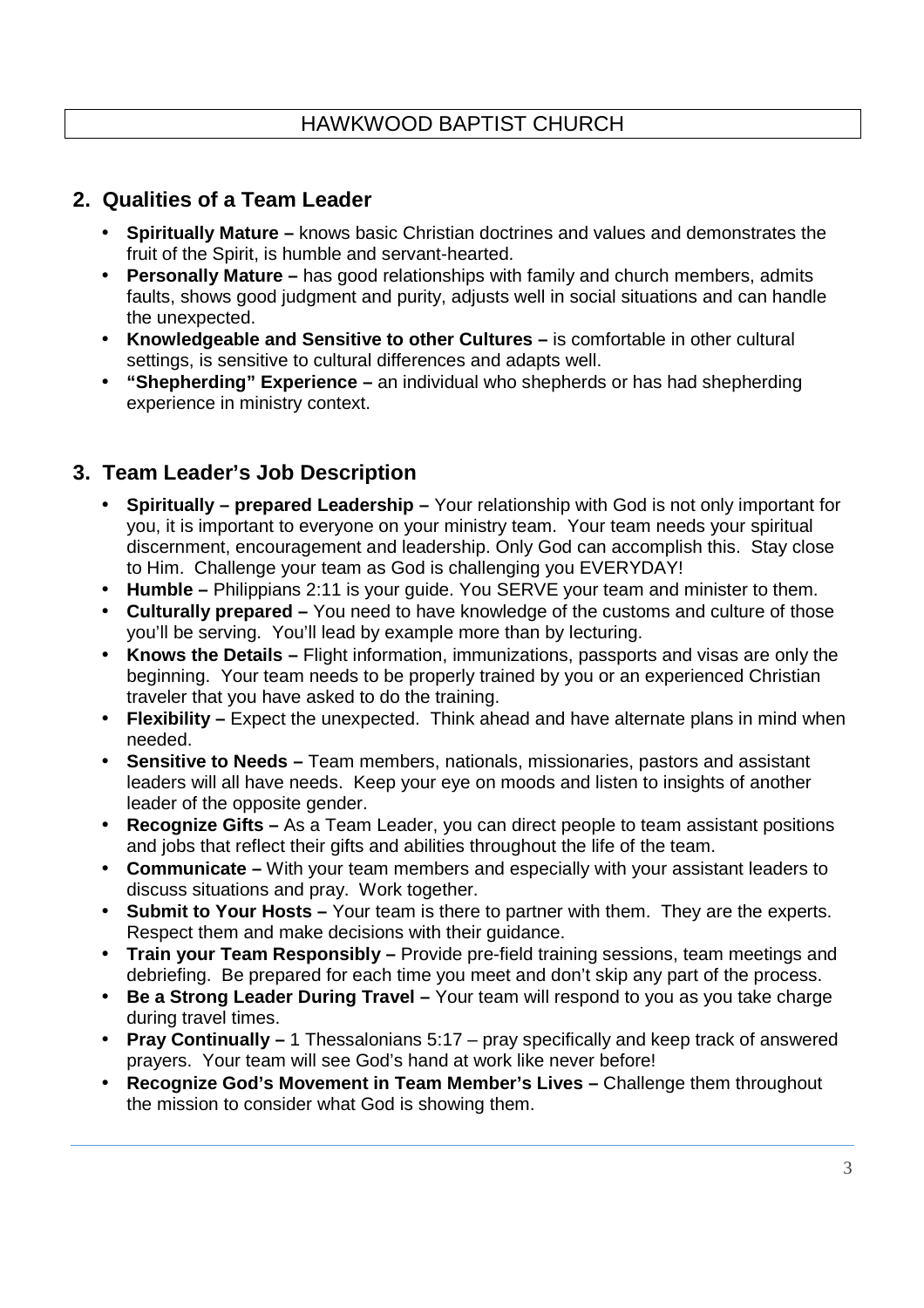## 2. Qualities of a Team Leader

- **Spiritually Mature –** knows basic Christian doctrines and values and demonstrates the fruit of the Spirit, is humble and servant-hearted.
- **Personally Mature –** has good relationships with family and church members, admits faults, shows good judgment and purity, adjusts well in social situations and can handle the unexpected.
- **Knowledgeable and Sensitive to other Cultures –** is comfortable in other cultural settings, is sensitive to cultural differences and adapts well.
- **"Shepherding" Experience –** an individual who shepherds or has had shepherding experience in ministry context.

## 3. Team Leader's Job Description

- **Spiritually – prepared Leadership –** Your relationship with God is not only important for you, it is important to everyone on your ministry team. Your team needs your spiritual discernment, encouragement and leadership. Only God can accomplish this. Stay close to Him. Challenge your team as God is challenging you EVERYDAY!
- **Humble –** Philippians 2:11 is your guide. You SERVE your team and minister to them.
- **Culturally prepared –** You need to have knowledge of the customs and culture of those you'll be serving. You'll lead by example more than by lecturing.
- **Knows the Details –** Flight information, immunizations, passports and visas are only the beginning. Your team needs to be properly trained by you or an experienced Christian traveler that you have asked to do the training.
- **Flexibility –** Expect the unexpected. Think ahead and have alternate plans in mind when needed.
- **Sensitive to Needs –** Team members, nationals, missionaries, pastors and assistant leaders will all have needs. Keep your eye on moods and listen to insights of another leader of the opposite gender.
- **Recognize Gifts –** As a Team Leader, you can direct people to team assistant positions and jobs that reflect their gifts and abilities throughout the life of the team.
- **Communicate –** With your team members and especially with your assistant leaders to discuss situations and pray. Work together.
- **Submit to Your Hosts –** Your team is there to partner with them. They are the experts. Respect them and make decisions with their guidance.
- **Train your Team Responsibly –** Provide pre-field training sessions, team meetings and debriefing. Be prepared for each time you meet and don't skip any part of the process.
- **Be a Strong Leader During Travel –** Your team will respond to you as you take charge during travel times.
- **Pray Continually –** 1 Thessalonians 5:17 – pray specifically and keep track of answered prayers. Your team will see God's hand at work like never before!
- **Recognize God's Movement in Team Member's Lives –** Challenge them throughout the mission to consider what God is showing them.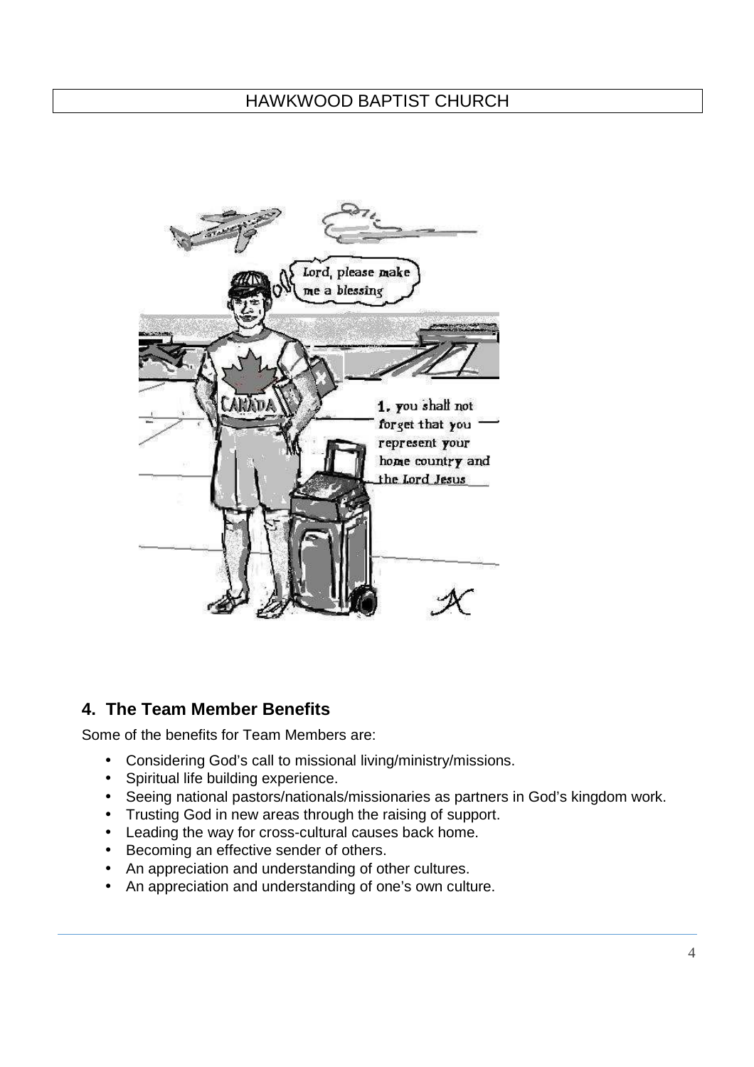## 4. The Team Member Benefits

Some of the benefits for Team Members are:

- Considering God's call to missional living/ministry/missions.
- Spiritual life building experience.
- Seeing national pastors/nationals/missionaries as partners in God's kingdom work.
- Trusting God in new areas through the raising of support.
- Leading the way for cross-cultural causes back home.
- Becoming an effective sender of others.
- An appreciation and understanding of other cultures.
- An appreciation and understanding of one's own culture.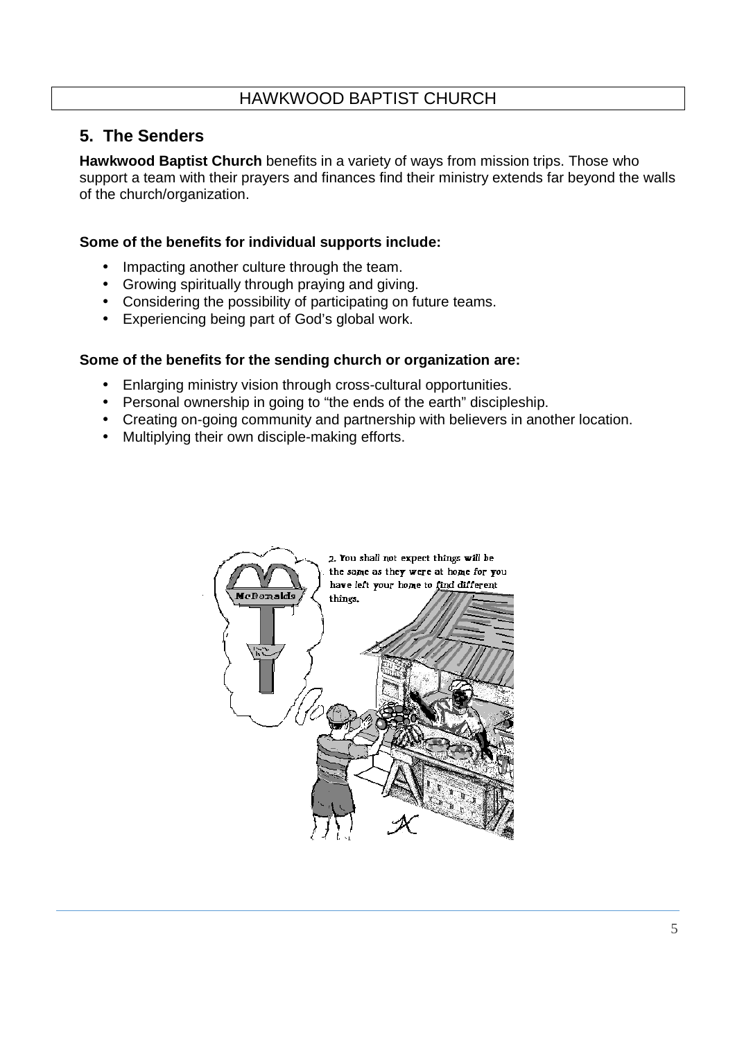## 5. The Senders

**Hawkwood Baptist Church** benefits in a variety of ways from mission trips. Those who support a team with their prayers and finances find their ministry extends far beyond the walls of the church/organization.

**Some of the benefits for individual supports include:**

- Impacting another culture through the team.
- Growing spiritually through praying and giving.
- Considering the possibility of participating on future teams.
- Experiencing being part of God's global work.

**Some of the benefits for the sending church or organization are:**

- Enlarging ministry vision through cross-cultural opportunities.
- Personal ownership in going to "the ends of the earth" discipleship.
- Creating on-going community and partnership with believers in another location.
- Multiplying their own disciple-making efforts.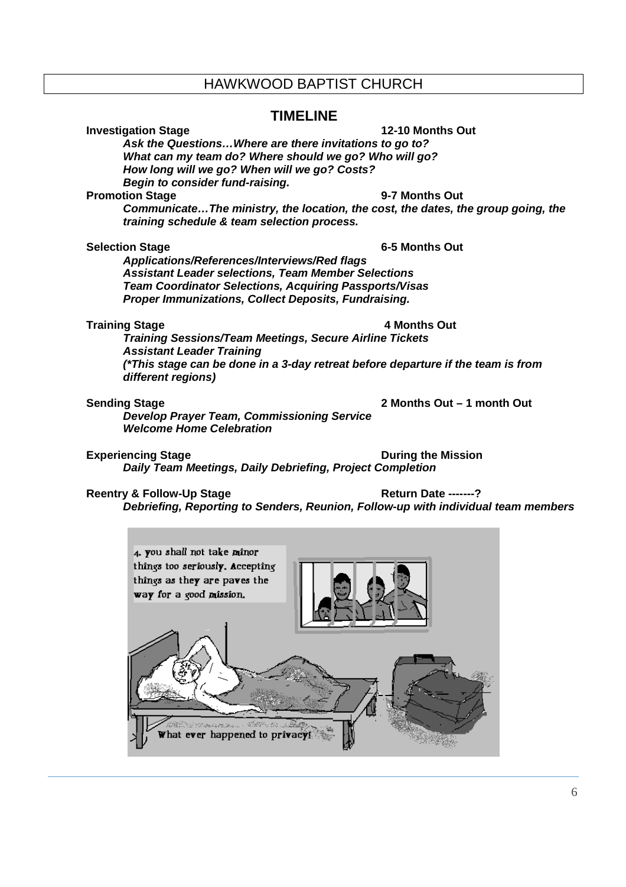HAWKWOOD BAPTIST CHURCH

## TIMELINE

**Investigation Stage** — **12-10 Months Out**

***Ask the Questions…Where are there invitations to go to?***
***What can my team do? Where should we go? Who will go?***
***How long will we go? When will we go? Costs?***
***Begin to consider fund-raising.***

**Promotion Stage** — **9-7 Months Out**

***Communicate…The ministry, the location, the cost, the dates, the group going, the training schedule & team selection process.***

**Selection Stage** — **6-5 Months Out**

***Applications/References/Interviews/Red flags***
***Assistant Leader selections, Team Member Selections***
***Team Coordinator Selections, Acquiring Passports/Visas***
***Proper Immunizations, Collect Deposits, Fundraising.***

**Training Stage** — **4 Months Out**

***Training Sessions/Team Meetings, Secure Airline Tickets***
***Assistant Leader Training***
***(*This stage can be done in a 3-day retreat before departure if the team is from different regions)***

**Sending Stage** — **2 Months Out – 1 month Out**

***Develop Prayer Team, Commissioning Service***
***Welcome Home Celebration***

**Experiencing Stage** — **During the Mission**

***Daily Team Meetings, Daily Debriefing, Project Completion***

**Reentry & Follow-Up Stage** — **Return Date -------?**

***Debriefing, Reporting to Senders, Reunion, Follow-up with individual team members***

4. you shall not take minor things too seriously. Accepting things as they are paves the way for a good mission.

What ever happened to privacy!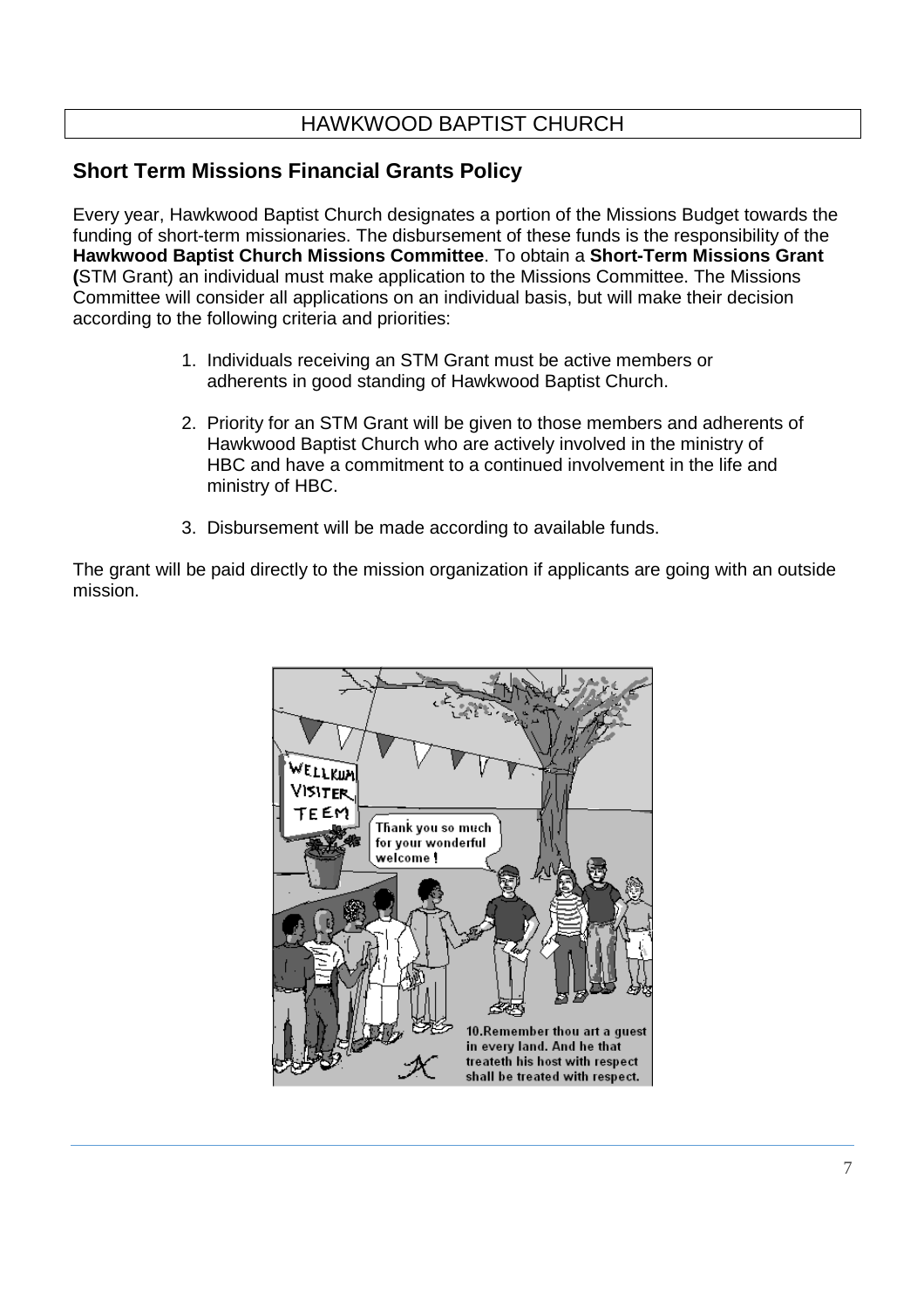HAWKWOOD BAPTIST CHURCH

## Short Term Missions Financial Grants Policy

Every year, Hawkwood Baptist Church designates a portion of the Missions Budget towards the funding of short-term missionaries. The disbursement of these funds is the responsibility of the **Hawkwood Baptist Church Missions Committee**. To obtain a **Short-Term Missions Grant (**STM Grant) an individual must make application to the Missions Committee. The Missions Committee will consider all applications on an individual basis, but will make their decision according to the following criteria and priorities:

1. Individuals receiving an STM Grant must be active members or adherents in good standing of Hawkwood Baptist Church.
2. Priority for an STM Grant will be given to those members and adherents of Hawkwood Baptist Church who are actively involved in the ministry of HBC and have a commitment to a continued involvement in the life and ministry of HBC.
3. Disbursement will be made according to available funds.

The grant will be paid directly to the mission organization if applicants are going with an outside mission.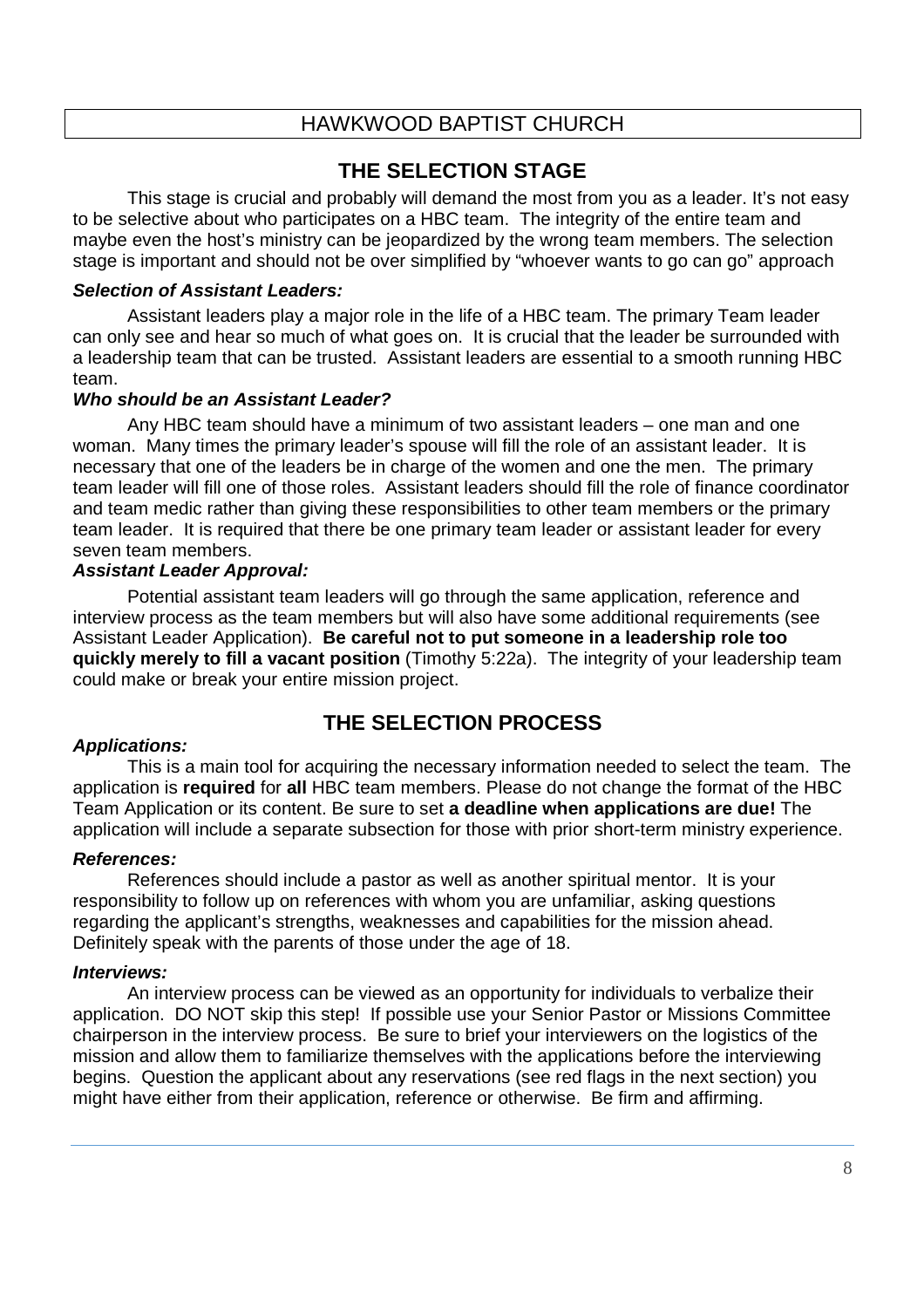# THE SELECTION STAGE

This stage is crucial and probably will demand the most from you as a leader. It's not easy to be selective about who participates on a HBC team. The integrity of the entire team and maybe even the host's ministry can be jeopardized by the wrong team members. The selection stage is important and should not be over simplified by "whoever wants to go can go" approach

***Selection of Assistant Leaders:***

Assistant leaders play a major role in the life of a HBC team. The primary Team leader can only see and hear so much of what goes on. It is crucial that the leader be surrounded with a leadership team that can be trusted. Assistant leaders are essential to a smooth running HBC team.

***Who should be an Assistant Leader?***

Any HBC team should have a minimum of two assistant leaders – one man and one woman. Many times the primary leader's spouse will fill the role of an assistant leader. It is necessary that one of the leaders be in charge of the women and one the men. The primary team leader will fill one of those roles. Assistant leaders should fill the role of finance coordinator and team medic rather than giving these responsibilities to other team members or the primary team leader. It is required that there be one primary team leader or assistant leader for every seven team members.

***Assistant Leader Approval:***

Potential assistant team leaders will go through the same application, reference and interview process as the team members but will also have some additional requirements (see Assistant Leader Application). **Be careful not to put someone in a leadership role too quickly merely to fill a vacant position** (Timothy 5:22a). The integrity of your leadership team could make or break your entire mission project.

# THE SELECTION PROCESS

***Applications:***

This is a main tool for acquiring the necessary information needed to select the team. The application is **required** for **all** HBC team members. Please do not change the format of the HBC Team Application or its content. Be sure to set **a deadline when applications are due!** The application will include a separate subsection for those with prior short-term ministry experience.

***References:***

References should include a pastor as well as another spiritual mentor. It is your responsibility to follow up on references with whom you are unfamiliar, asking questions regarding the applicant's strengths, weaknesses and capabilities for the mission ahead. Definitely speak with the parents of those under the age of 18.

***Interviews:***

An interview process can be viewed as an opportunity for individuals to verbalize their application. DO NOT skip this step! If possible use your Senior Pastor or Missions Committee chairperson in the interview process. Be sure to brief your interviewers on the logistics of the mission and allow them to familiarize themselves with the applications before the interviewing begins. Question the applicant about any reservations (see red flags in the next section) you might have either from their application, reference or otherwise. Be firm and affirming.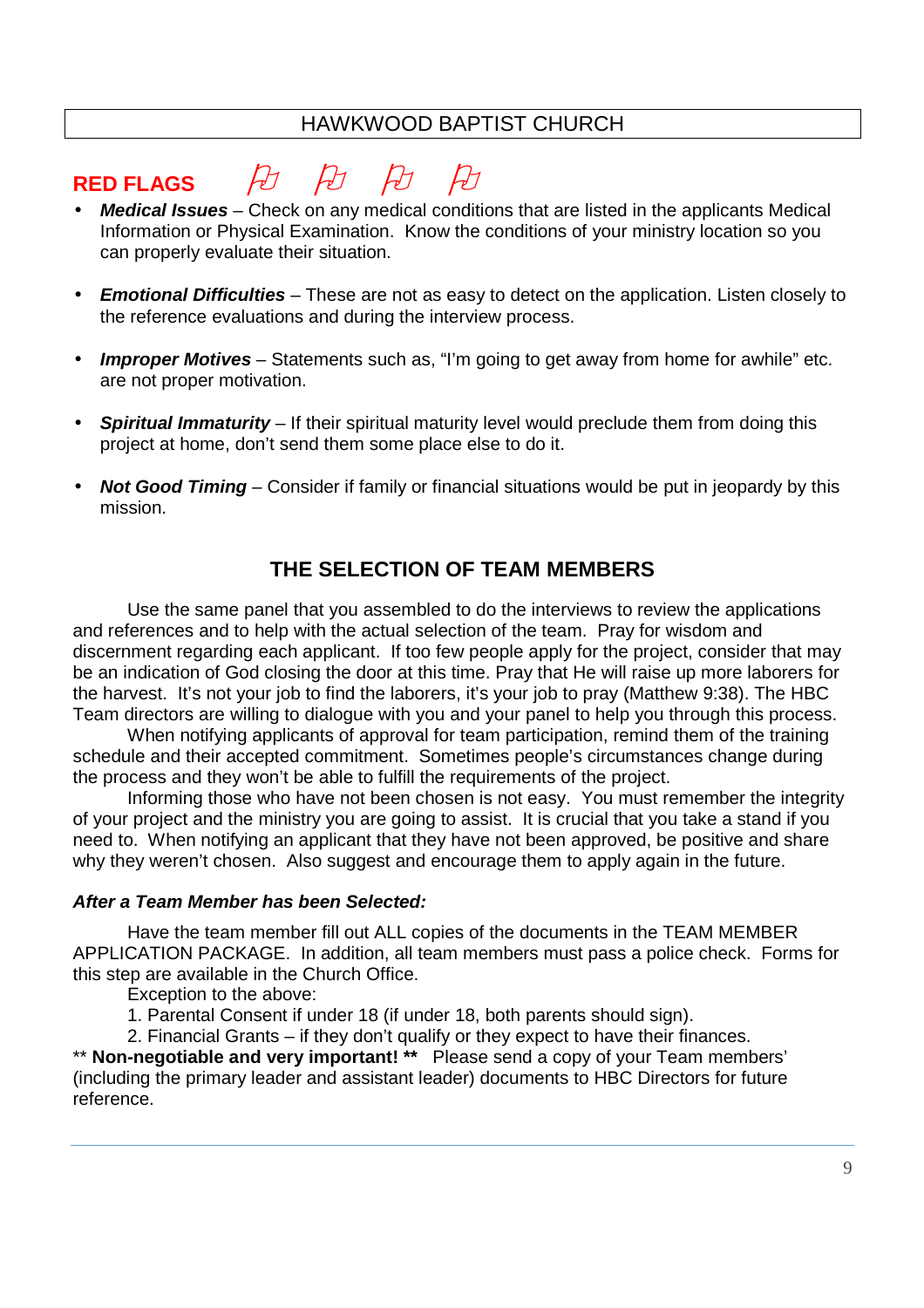HAWKWOOD BAPTIST CHURCH

## RED FLAGS

- ***Medical Issues*** – Check on any medical conditions that are listed in the applicants Medical Information or Physical Examination. Know the conditions of your ministry location so you can properly evaluate their situation.

- ***Emotional Difficulties*** – These are not as easy to detect on the application. Listen closely to the reference evaluations and during the interview process.

- ***Improper Motives*** – Statements such as, "I'm going to get away from home for awhile" etc. are not proper motivation.

- ***Spiritual Immaturity*** – If their spiritual maturity level would preclude them from doing this project at home, don't send them some place else to do it.

- ***Not Good Timing*** – Consider if family or financial situations would be put in jeopardy by this mission.

## THE SELECTION OF TEAM MEMBERS

Use the same panel that you assembled to do the interviews to review the applications and references and to help with the actual selection of the team. Pray for wisdom and discernment regarding each applicant. If too few people apply for the project, consider that may be an indication of God closing the door at this time. Pray that He will raise up more laborers for the harvest. It's not your job to find the laborers, it's your job to pray (Matthew 9:38). The HBC Team directors are willing to dialogue with you and your panel to help you through this process.

When notifying applicants of approval for team participation, remind them of the training schedule and their accepted commitment. Sometimes people's circumstances change during the process and they won't be able to fulfill the requirements of the project.

Informing those who have not been chosen is not easy. You must remember the integrity of your project and the ministry you are going to assist. It is crucial that you take a stand if you need to. When notifying an applicant that they have not been approved, be positive and share why they weren't chosen. Also suggest and encourage them to apply again in the future.

***After a Team Member has been Selected:***

Have the team member fill out ALL copies of the documents in the TEAM MEMBER APPLICATION PACKAGE. In addition, all team members must pass a police check. Forms for this step are available in the Church Office.

Exception to the above:

1. Parental Consent if under 18 (if under 18, both parents should sign).
2. Financial Grants – if they don't qualify or they expect to have their finances.

** **Non-negotiable and very important! **** Please send a copy of your Team members' (including the primary leader and assistant leader) documents to HBC Directors for future reference.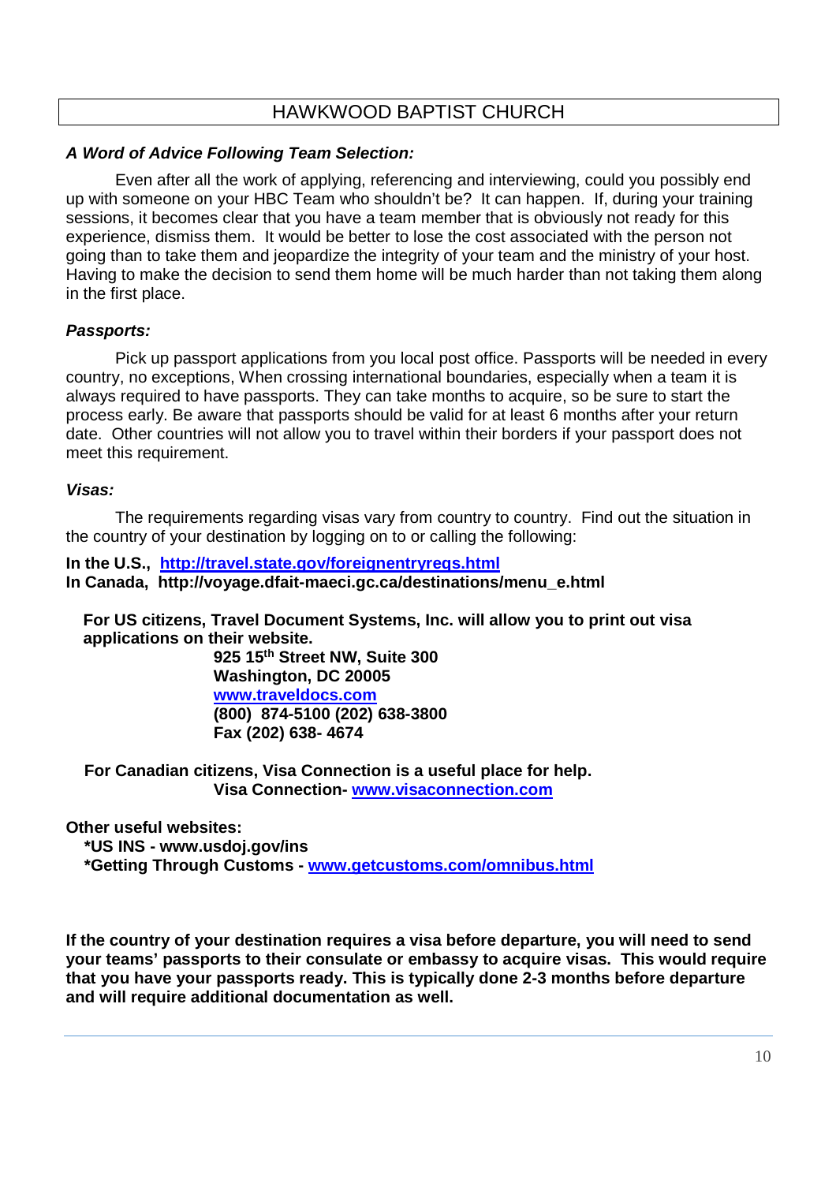# HAWKWOOD BAPTIST CHURCH

***A Word of Advice Following Team Selection:***

Even after all the work of applying, referencing and interviewing, could you possibly end up with someone on your HBC Team who shouldn't be? It can happen. If, during your training sessions, it becomes clear that you have a team member that is obviously not ready for this experience, dismiss them. It would be better to lose the cost associated with the person not going than to take them and jeopardize the integrity of your team and the ministry of your host. Having to make the decision to send them home will be much harder than not taking them along in the first place.

***Passports:***

Pick up passport applications from you local post office. Passports will be needed in every country, no exceptions, When crossing international boundaries, especially when a team it is always required to have passports. They can take months to acquire, so be sure to start the process early. Be aware that passports should be valid for at least 6 months after your return date. Other countries will not allow you to travel within their borders if your passport does not meet this requirement.

***Visas:***

The requirements regarding visas vary from country to country. Find out the situation in the country of your destination by logging on to or calling the following:

**In the U.S., [http://travel.state.gov/foreignentryreqs.html](http://travel.state.gov/foreignentryreqs.html)**
**In Canada, http://voyage.dfait-maeci.gc.ca/destinations/menu_e.html**

**For US citizens, Travel Document Systems, Inc. will allow you to print out visa applications on their website.**

**925 15th Street NW, Suite 300**
**Washington, DC 20005**
**[www.traveldocs.com](http://www.traveldocs.com)**
**(800) 874-5100 (202) 638-3800**
**Fax (202) 638- 4674**

**For Canadian citizens, Visa Connection is a useful place for help.**

**Visa Connection- [www.visaconnection.com](http://www.visaconnection.com)**

**Other useful websites:**

**\*US INS - www.usdoj.gov/ins**
**\*Getting Through Customs - [www.getcustoms.com/omnibus.html](http://www.getcustoms.com/omnibus.html)**

**If the country of your destination requires a visa before departure, you will need to send your teams' passports to their consulate or embassy to acquire visas. This would require that you have your passports ready. This is typically done 2-3 months before departure and will require additional documentation as well.**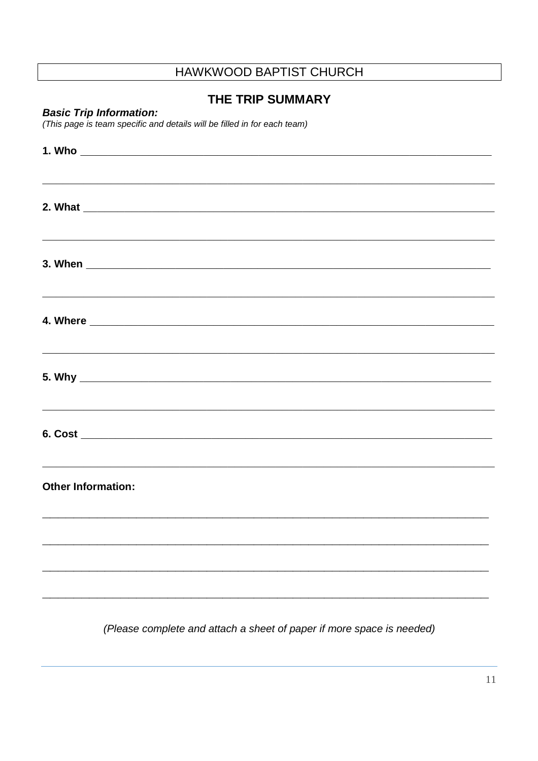# HAWKWOOD BAPTIST CHURCH

## THE TRIP SUMMARY

***Basic Trip Information:***

*(This page is team specific and details will be filled in for each team)*

**1. Who** ______________________________________________________________

______________________________________________________________

**2. What** ______________________________________________________________

______________________________________________________________

**3. When** ______________________________________________________________

______________________________________________________________

**4. Where** ______________________________________________________________

______________________________________________________________

**5. Why** ______________________________________________________________

______________________________________________________________

**6. Cost** ______________________________________________________________

______________________________________________________________

**Other Information:**

______________________________________________________________

______________________________________________________________

______________________________________________________________

______________________________________________________________

*(Please complete and attach a sheet of paper if more space is needed)*